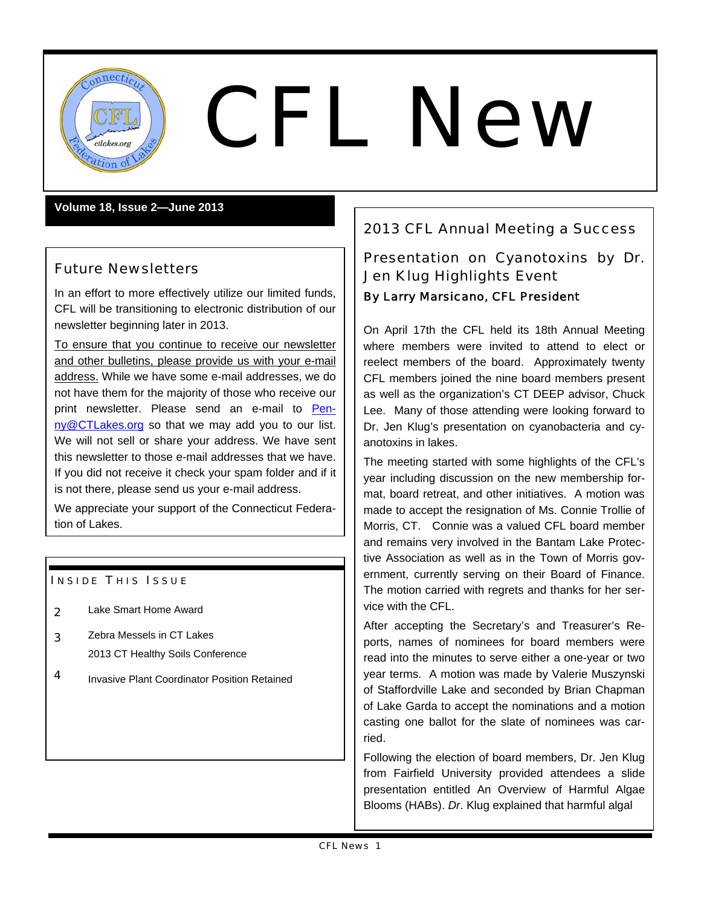# CFL New

**Volume 18, Issue 2—June 2013**

## Future Newsletters

In an effort to more effectively utilize our limited funds, CFL will be transitioning to electronic distribution of our newsletter beginning later in 2013.

<u>To ensure that you continue to receive our newsletter and other bulletins, please provide us with your e-mail address.</u> While we have some e-mail addresses, we do not have them for the majority of those who receive our print newsletter. Please send an e-mail to Penny@CTLakes.org so that we may add you to our list. We will not sell or share your address. We have sent this newsletter to those e-mail addresses that we have. If you did not receive it check your spam folder and if it is not there, please send us your e-mail address.

We appreciate your support of the Connecticut Federation of Lakes.

### Inside This Issue

| | |
|---|---|
| 2 | Lake Smart Home Award |
| 3 | Zebra Messels in CT Lakes |
| | 2013 CT Healthy Soils Conference |
| 4 | Invasive Plant Coordinator Position Retained |

## 2013 CFL Annual Meeting a Success

### Presentation on Cyanotoxins by Dr. Jen Klug Highlights Event

**By Larry Marsicano, CFL President**

On April 17th the CFL held its 18th Annual Meeting where members were invited to attend to elect or reelect members of the board. Approximately twenty CFL members joined the nine board members present as well as the organization's CT DEEP advisor, Chuck Lee. Many of those attending were looking forward to Dr. Jen Klug's presentation on cyanobacteria and cyanotoxins in lakes.

The meeting started with some highlights of the CFL's year including discussion on the new membership format, board retreat, and other initiatives. A motion was made to accept the resignation of Ms. Connie Trollie of Morris, CT. Connie was a valued CFL board member and remains very involved in the Bantam Lake Protective Association as well as in the Town of Morris government, currently serving on their Board of Finance. The motion carried with regrets and thanks for her service with the CFL.

After accepting the Secretary's and Treasurer's Reports, names of nominees for board members were read into the minutes to serve either a one-year or two year terms. A motion was made by Valerie Muszynski of Staffordville Lake and seconded by Brian Chapman of Lake Garda to accept the nominations and a motion casting one ballot for the slate of nominees was carried.

Following the election of board members, Dr. Jen Klug from Fairfield University provided attendees a slide presentation entitled An Overview of Harmful Algae Blooms (HABs). *Dr*. Klug explained that harmful algal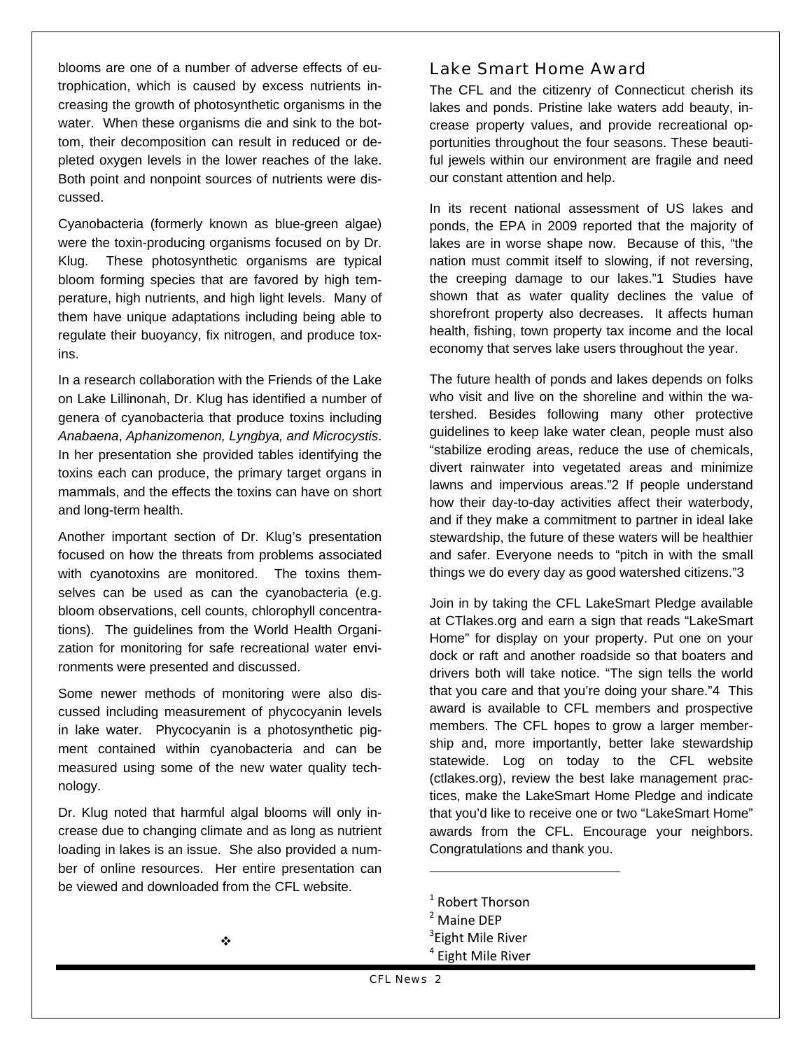blooms are one of a number of adverse effects of eutrophication, which is caused by excess nutrients increasing the growth of photosynthetic organisms in the water. When these organisms die and sink to the bottom, their decomposition can result in reduced or depleted oxygen levels in the lower reaches of the lake. Both point and nonpoint sources of nutrients were discussed.

Cyanobacteria (formerly known as blue-green algae) were the toxin-producing organisms focused on by Dr. Klug. These photosynthetic organisms are typical bloom forming species that are favored by high temperature, high nutrients, and high light levels. Many of them have unique adaptations including being able to regulate their buoyancy, fix nitrogen, and produce toxins.

In a research collaboration with the Friends of the Lake on Lake Lillinonah, Dr. Klug has identified a number of genera of cyanobacteria that produce toxins including *Anabaena*, *Aphanizomenon, Lyngbya, and Microcystis*. In her presentation she provided tables identifying the toxins each can produce, the primary target organs in mammals, and the effects the toxins can have on short and long-term health.

Another important section of Dr. Klug's presentation focused on how the threats from problems associated with cyanotoxins are monitored. The toxins themselves can be used as can the cyanobacteria (e.g. bloom observations, cell counts, chlorophyll concentrations). The guidelines from the World Health Organization for monitoring for safe recreational water environments were presented and discussed.

Some newer methods of monitoring were also discussed including measurement of phycocyanin levels in lake water. Phycocyanin is a photosynthetic pigment contained within cyanobacteria and can be measured using some of the new water quality technology.

Dr. Klug noted that harmful algal blooms will only increase due to changing climate and as long as nutrient loading in lakes is an issue. She also provided a number of online resources. Her entire presentation can be viewed and downloaded from the CFL website.

❖

## Lake Smart Home Award

The CFL and the citizenry of Connecticut cherish its lakes and ponds. Pristine lake waters add beauty, increase property values, and provide recreational opportunities throughout the four seasons. These beautiful jewels within our environment are fragile and need our constant attention and help.

In its recent national assessment of US lakes and ponds, the EPA in 2009 reported that the majority of lakes are in worse shape now. Because of this, "the nation must commit itself to slowing, if not reversing, the creeping damage to our lakes."[1] Studies have shown that as water quality declines the value of shorefront property also decreases. It affects human health, fishing, town property tax income and the local economy that serves lake users throughout the year.

The future health of ponds and lakes depends on folks who visit and live on the shoreline and within the watershed. Besides following many other protective guidelines to keep lake water clean, people must also "stabilize eroding areas, reduce the use of chemicals, divert rainwater into vegetated areas and minimize lawns and impervious areas."[2] If people understand how their day-to-day activities affect their waterbody, and if they make a commitment to partner in ideal lake stewardship, the future of these waters will be healthier and safer. Everyone needs to "pitch in with the small things we do every day as good watershed citizens."[3]

Join in by taking the CFL LakeSmart Pledge available at CTlakes.org and earn a sign that reads "LakeSmart Home" for display on your property. Put one on your dock or raft and another roadside so that boaters and drivers both will take notice. "The sign tells the world that you care and that you're doing your share."[4] This award is available to CFL members and prospective members. The CFL hopes to grow a larger membership and, more importantly, better lake stewardship statewide. Log on today to the CFL website (ctlakes.org), review the best lake management practices, make the LakeSmart Home Pledge and indicate that you'd like to receive one or two "LakeSmart Home" awards from the CFL. Encourage your neighbors. Congratulations and thank you.

---

[1] Robert Thorson
[2] Maine DEP
[3] Eight Mile River
[4] Eight Mile River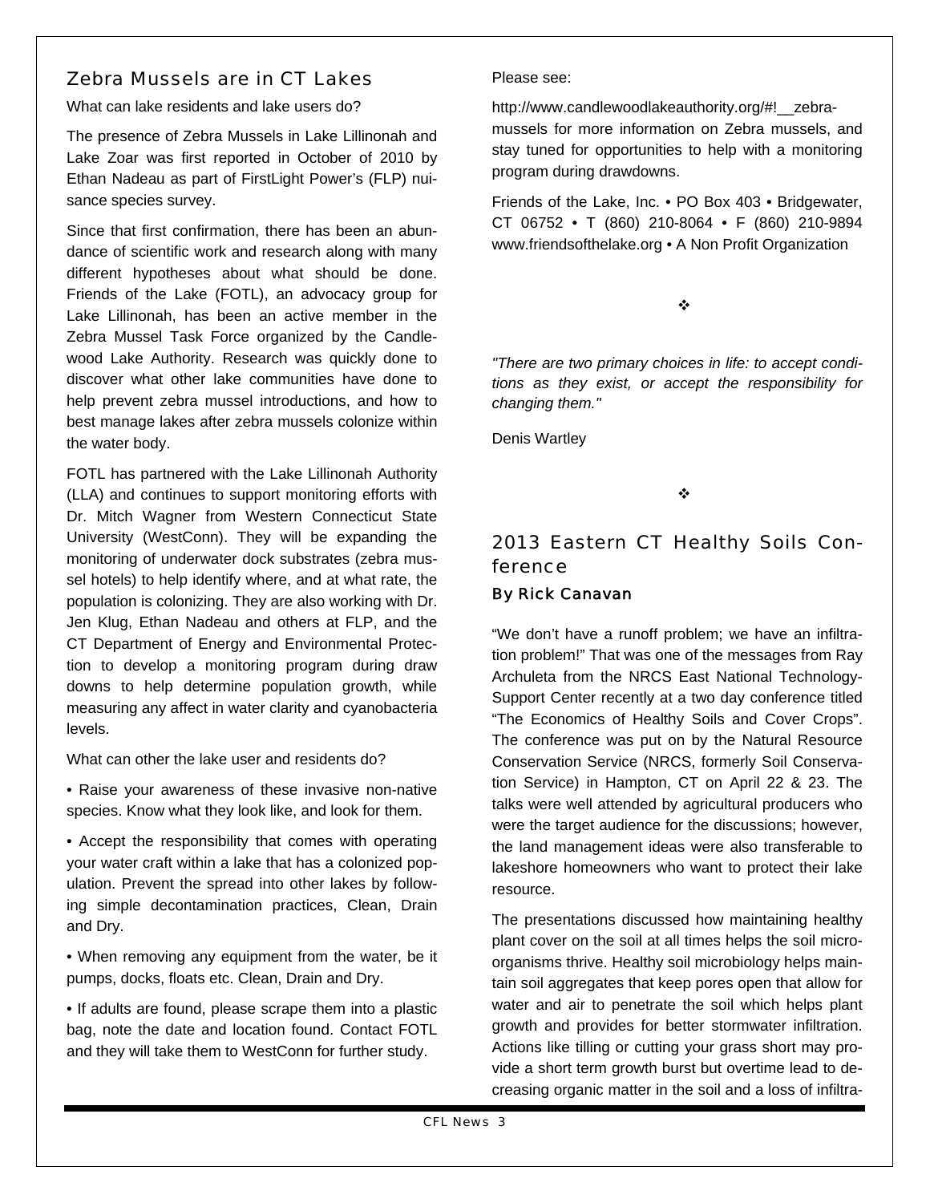## Zebra Mussels are in CT Lakes

What can lake residents and lake users do?

The presence of Zebra Mussels in Lake Lillinonah and Lake Zoar was first reported in October of 2010 by Ethan Nadeau as part of FirstLight Power's (FLP) nuisance species survey.

Since that first confirmation, there has been an abundance of scientific work and research along with many different hypotheses about what should be done. Friends of the Lake (FOTL), an advocacy group for Lake Lillinonah, has been an active member in the Zebra Mussel Task Force organized by the Candlewood Lake Authority. Research was quickly done to discover what other lake communities have done to help prevent zebra mussel introductions, and how to best manage lakes after zebra mussels colonize within the water body.

FOTL has partnered with the Lake Lillinonah Authority (LLA) and continues to support monitoring efforts with Dr. Mitch Wagner from Western Connecticut State University (WestConn). They will be expanding the monitoring of underwater dock substrates (zebra mussel hotels) to help identify where, and at what rate, the population is colonizing. They are also working with Dr. Jen Klug, Ethan Nadeau and others at FLP, and the CT Department of Energy and Environmental Protection to develop a monitoring program during draw downs to help determine population growth, while measuring any affect in water clarity and cyanobacteria levels.

What can other the lake user and residents do?

- Raise your awareness of these invasive non-native species. Know what they look like, and look for them.
- Accept the responsibility that comes with operating your water craft within a lake that has a colonized population. Prevent the spread into other lakes by following simple decontamination practices, Clean, Drain and Dry.
- When removing any equipment from the water, be it pumps, docks, floats etc. Clean, Drain and Dry.
- If adults are found, please scrape them into a plastic bag, note the date and location found. Contact FOTL and they will take them to WestConn for further study.

Please see:

http://www.candlewoodlakeauthority.org/#!__zebra-mussels for more information on Zebra mussels, and stay tuned for opportunities to help with a monitoring program during drawdowns.

Friends of the Lake, Inc. • PO Box 403 • Bridgewater, CT 06752 • T (860) 210-8064 • F (860) 210-9894 www.friendsofthelake.org • A Non Profit Organization

❖

*"There are two primary choices in life: to accept conditions as they exist, or accept the responsibility for changing them."*

Denis Wartley

❖

## 2013 Eastern CT Healthy Soils Conference

### By Rick Canavan

"We don't have a runoff problem; we have an infiltration problem!" That was one of the messages from Ray Archuleta from the NRCS East National Technology-Support Center recently at a two day conference titled "The Economics of Healthy Soils and Cover Crops". The conference was put on by the Natural Resource Conservation Service (NRCS, formerly Soil Conservation Service) in Hampton, CT on April 22 & 23. The talks were well attended by agricultural producers who were the target audience for the discussions; however, the land management ideas were also transferable to lakeshore homeowners who want to protect their lake resource.

The presentations discussed how maintaining healthy plant cover on the soil at all times helps the soil microorganisms thrive. Healthy soil microbiology helps maintain soil aggregates that keep pores open that allow for water and air to penetrate the soil which helps plant growth and provides for better stormwater infiltration. Actions like tilling or cutting your grass short may provide a short term growth burst but overtime lead to decreasing organic matter in the soil and a loss of infiltra-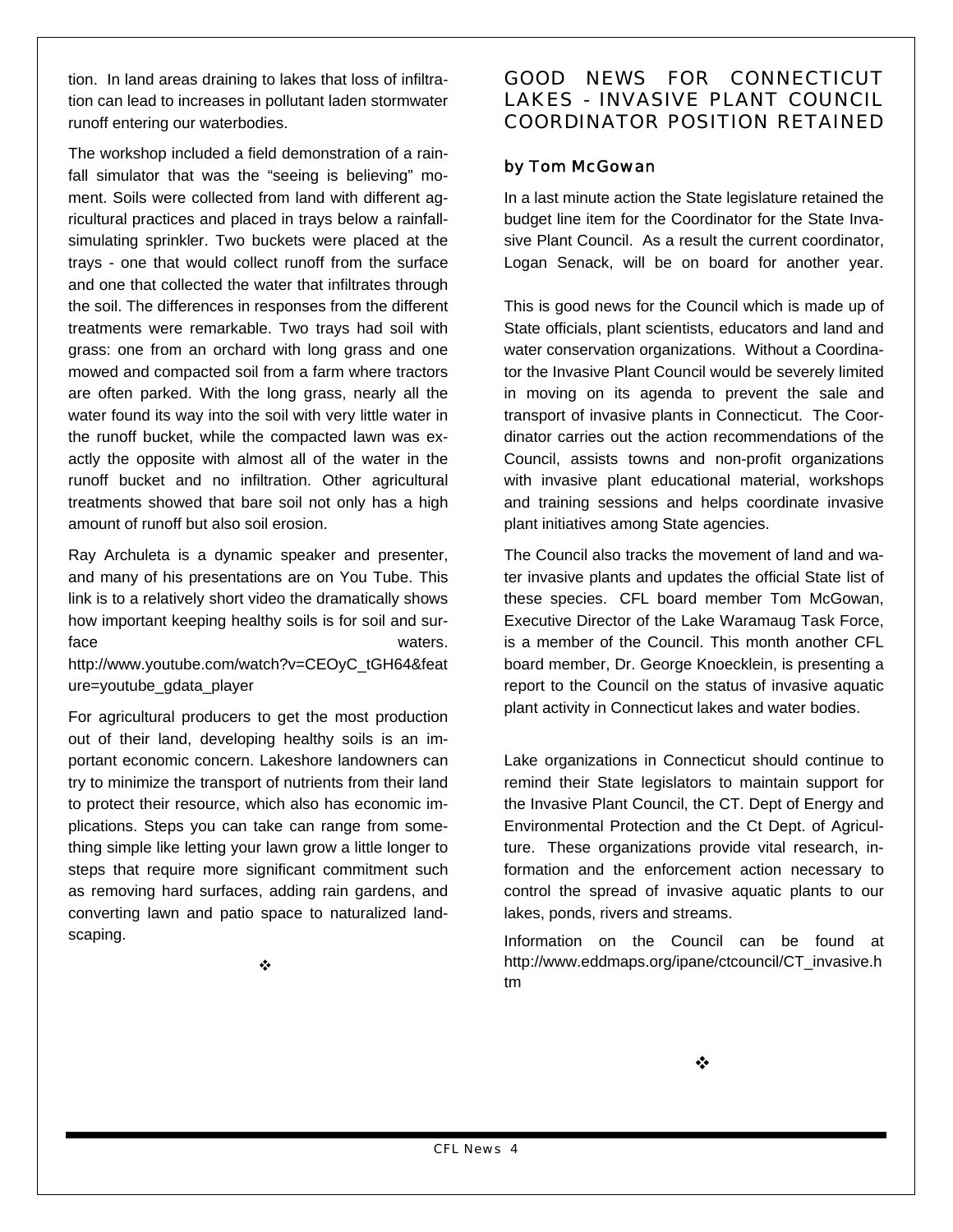tion. In land areas draining to lakes that loss of infiltration can lead to increases in pollutant laden stormwater runoff entering our waterbodies.

The workshop included a field demonstration of a rainfall simulator that was the "seeing is believing" moment. Soils were collected from land with different agricultural practices and placed in trays below a rainfall-simulating sprinkler. Two buckets were placed at the trays - one that would collect runoff from the surface and one that collected the water that infiltrates through the soil. The differences in responses from the different treatments were remarkable. Two trays had soil with grass: one from an orchard with long grass and one mowed and compacted soil from a farm where tractors are often parked. With the long grass, nearly all the water found its way into the soil with very little water in the runoff bucket, while the compacted lawn was exactly the opposite with almost all of the water in the runoff bucket and no infiltration. Other agricultural treatments showed that bare soil not only has a high amount of runoff but also soil erosion.

Ray Archuleta is a dynamic speaker and presenter, and many of his presentations are on You Tube. This link is to a relatively short video the dramatically shows how important keeping healthy soils is for soil and surface waters. http://www.youtube.com/watch?v=CEOyC_tGH64&feature=youtube_gdata_player

For agricultural producers to get the most production out of their land, developing healthy soils is an important economic concern. Lakeshore landowners can try to minimize the transport of nutrients from their land to protect their resource, which also has economic implications. Steps you can take can range from something simple like letting your lawn grow a little longer to steps that require more significant commitment such as removing hard surfaces, adding rain gardens, and converting lawn and patio space to naturalized landscaping.

❖

## GOOD NEWS FOR CONNECTICUT LAKES - INVASIVE PLANT COUNCIL COORDINATOR POSITION RETAINED

### by Tom McGowan

In a last minute action the State legislature retained the budget line item for the Coordinator for the State Invasive Plant Council. As a result the current coordinator, Logan Senack, will be on board for another year.

This is good news for the Council which is made up of State officials, plant scientists, educators and land and water conservation organizations. Without a Coordinator the Invasive Plant Council would be severely limited in moving on its agenda to prevent the sale and transport of invasive plants in Connecticut. The Coordinator carries out the action recommendations of the Council, assists towns and non-profit organizations with invasive plant educational material, workshops and training sessions and helps coordinate invasive plant initiatives among State agencies.

The Council also tracks the movement of land and water invasive plants and updates the official State list of these species. CFL board member Tom McGowan, Executive Director of the Lake Waramaug Task Force, is a member of the Council. This month another CFL board member, Dr. George Knoecklein, is presenting a report to the Council on the status of invasive aquatic plant activity in Connecticut lakes and water bodies.

Lake organizations in Connecticut should continue to remind their State legislators to maintain support for the Invasive Plant Council, the CT. Dept of Energy and Environmental Protection and the Ct Dept. of Agriculture. These organizations provide vital research, information and the enforcement action necessary to control the spread of invasive aquatic plants to our lakes, ponds, rivers and streams.

Information on the Council can be found at http://www.eddmaps.org/ipane/ctcouncil/CT_invasive.htm

❖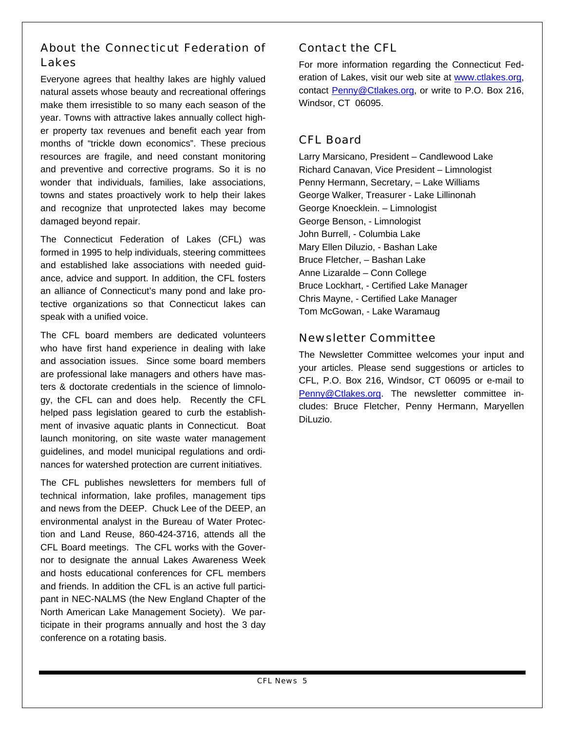## About the Connecticut Federation of Lakes

Everyone agrees that healthy lakes are highly valued natural assets whose beauty and recreational offerings make them irresistible to so many each season of the year. Towns with attractive lakes annually collect higher property tax revenues and benefit each year from months of "trickle down economics". These precious resources are fragile, and need constant monitoring and preventive and corrective programs. So it is no wonder that individuals, families, lake associations, towns and states proactively work to help their lakes and recognize that unprotected lakes may become damaged beyond repair.

The Connecticut Federation of Lakes (CFL) was formed in 1995 to help individuals, steering committees and established lake associations with needed guidance, advice and support. In addition, the CFL fosters an alliance of Connecticut's many pond and lake protective organizations so that Connecticut lakes can speak with a unified voice.

The CFL board members are dedicated volunteers who have first hand experience in dealing with lake and association issues. Since some board members are professional lake managers and others have masters & doctorate credentials in the science of limnology, the CFL can and does help. Recently the CFL helped pass legislation geared to curb the establishment of invasive aquatic plants in Connecticut. Boat launch monitoring, on site waste water management guidelines, and model municipal regulations and ordinances for watershed protection are current initiatives.

The CFL publishes newsletters for members full of technical information, lake profiles, management tips and news from the DEEP. Chuck Lee of the DEEP, an environmental analyst in the Bureau of Water Protection and Land Reuse, 860-424-3716, attends all the CFL Board meetings. The CFL works with the Governor to designate the annual Lakes Awareness Week and hosts educational conferences for CFL members and friends. In addition the CFL is an active full participant in NEC-NALMS (the New England Chapter of the North American Lake Management Society). We participate in their programs annually and host the 3 day conference on a rotating basis.

## Contact the CFL

For more information regarding the Connecticut Federation of Lakes, visit our web site at www.ctlakes.org, contact Penny@Ctlakes.org, or write to P.O. Box 216, Windsor, CT 06095.

## CFL Board

Larry Marsicano, President – Candlewood Lake
Richard Canavan, Vice President – Limnologist
Penny Hermann, Secretary, – Lake Williams
George Walker, Treasurer - Lake Lillinonah
George Knoecklein. – Limnologist
George Benson, - Limnologist
John Burrell, - Columbia Lake
Mary Ellen Diluzio, - Bashan Lake
Bruce Fletcher, – Bashan Lake
Anne Lizaralde – Conn College
Bruce Lockhart, - Certified Lake Manager
Chris Mayne, - Certified Lake Manager
Tom McGowan, - Lake Waramaug

## Newsletter Committee

The Newsletter Committee welcomes your input and your articles. Please send suggestions or articles to CFL, P.O. Box 216, Windsor, CT 06095 or e-mail to Penny@Ctlakes.org. The newsletter committee includes: Bruce Fletcher, Penny Hermann, Maryellen DiLuzio.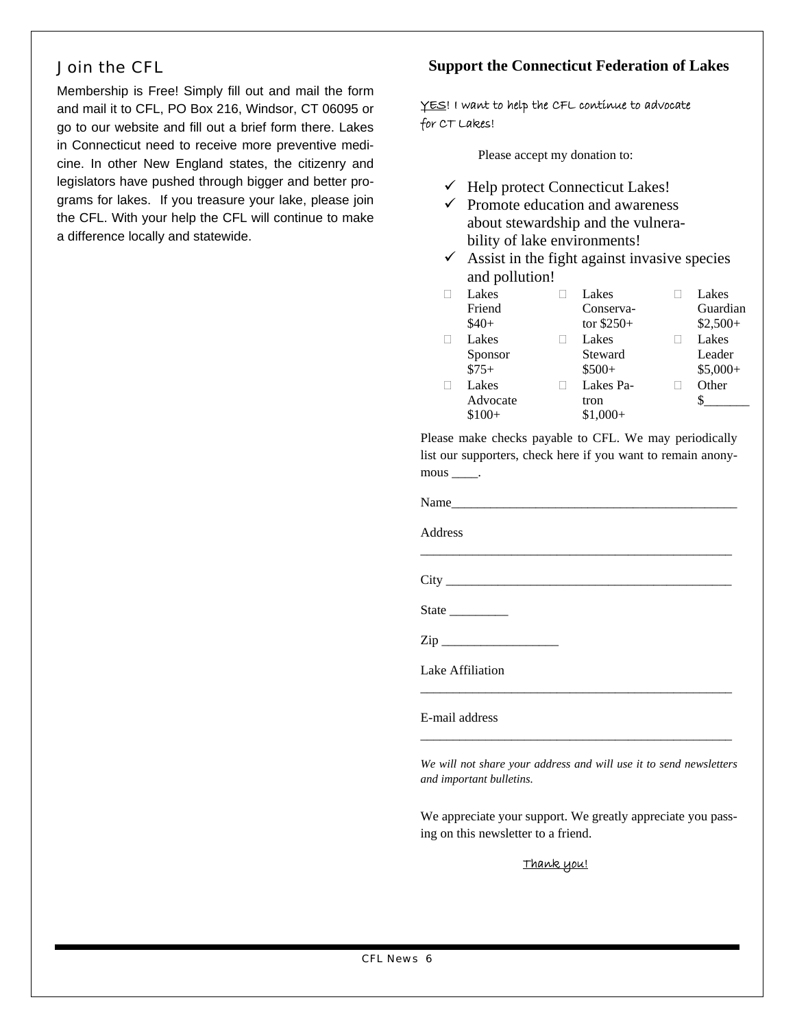## Join the CFL

Membership is Free! Simply fill out and mail the form and mail it to CFL, PO Box 216, Windsor, CT 06095 or go to our website and fill out a brief form there. Lakes in Connecticut need to receive more preventive medicine. In other New England states, the citizenry and legislators have pushed through bigger and better programs for lakes. If you treasure your lake, please join the CFL. With your help the CFL will continue to make a difference locally and statewide.

## Support the Connecticut Federation of Lakes

<u>YES</u>! I want to help the CFL continue to advocate for CT Lakes!

Please accept my donation to:

- ✓ Help protect Connecticut Lakes!
- ✓ Promote education and awareness about stewardship and the vulnerability of lake environments!
- ✓ Assist in the fight against invasive species and pollution!

| | | |
|---|---|---|
| ☐ Lakes Friend $40+ | ☐ Lakes Conservator $250+ | ☐ Lakes Guardian $2,500+ |
| ☐ Lakes Sponsor $75+ | ☐ Lakes Steward $500+ | ☐ Lakes Leader $5,000+ |
| ☐ Lakes Advocate $100+ | ☐ Lakes Patron $1,000+ | ☐ Other $_______ |

Please make checks payable to CFL. We may periodically list our supporters, check here if you want to remain anonymous ____.

Name_____________________________________________

Address _________________________________________________

City _____________________________________________

State _________

Zip __________________

Lake Affiliation _________________________________________________

E-mail address _________________________________________________

*We will not share your address and will use it to send newsletters and important bulletins.*

We appreciate your support. We greatly appreciate you passing on this newsletter to a friend.

<u>Thank you!</u>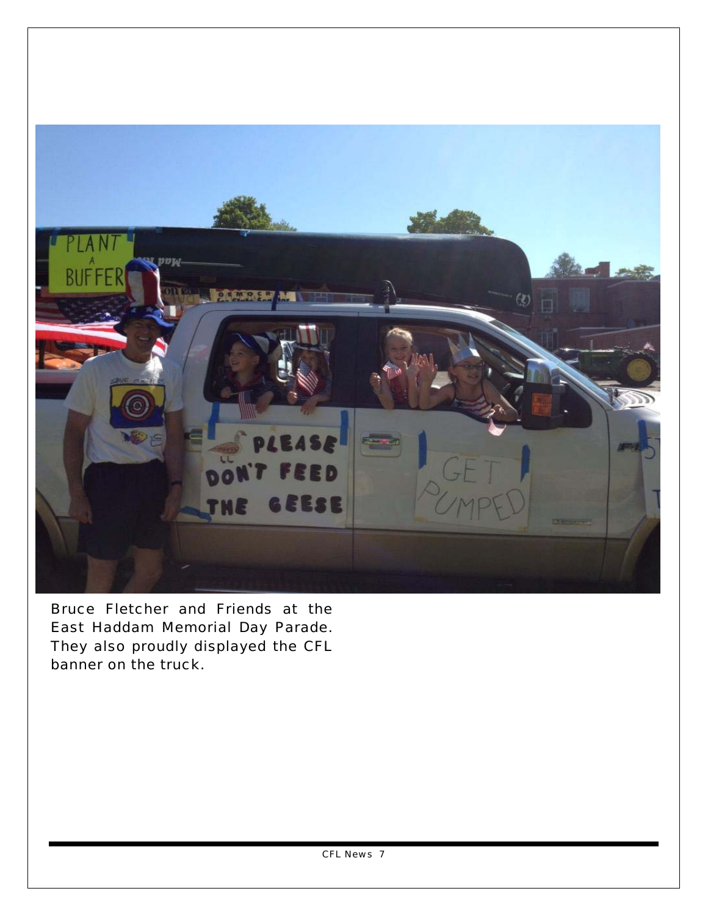Bruce Fletcher and Friends at the East Haddam Memorial Day Parade. They also proudly displayed the CFL banner on the truck.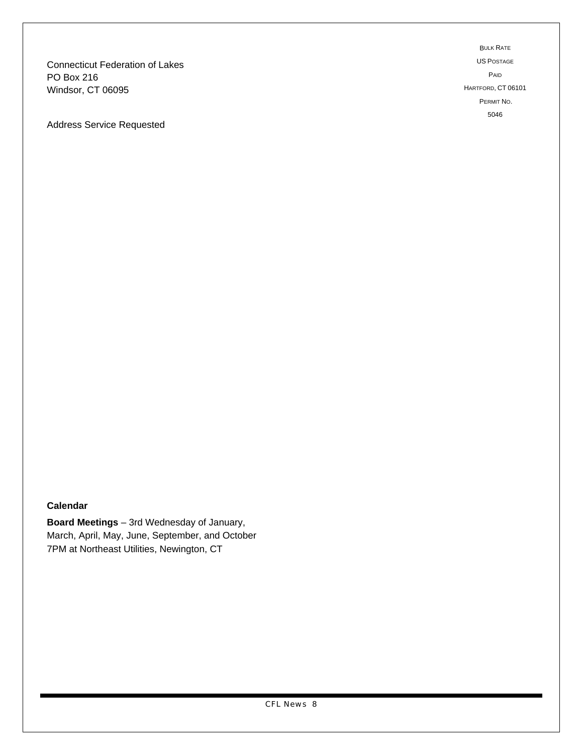Connecticut Federation of Lakes
PO Box 216
Windsor, CT 06095

Address Service Requested

BULK RATE
US POSTAGE
PAID
HARTFORD, CT 06101
PERMIT NO.
5046

**Calendar**

**Board Meetings** – 3rd Wednesday of January, March, April, May, June, September, and October 7PM at Northeast Utilities, Newington, CT